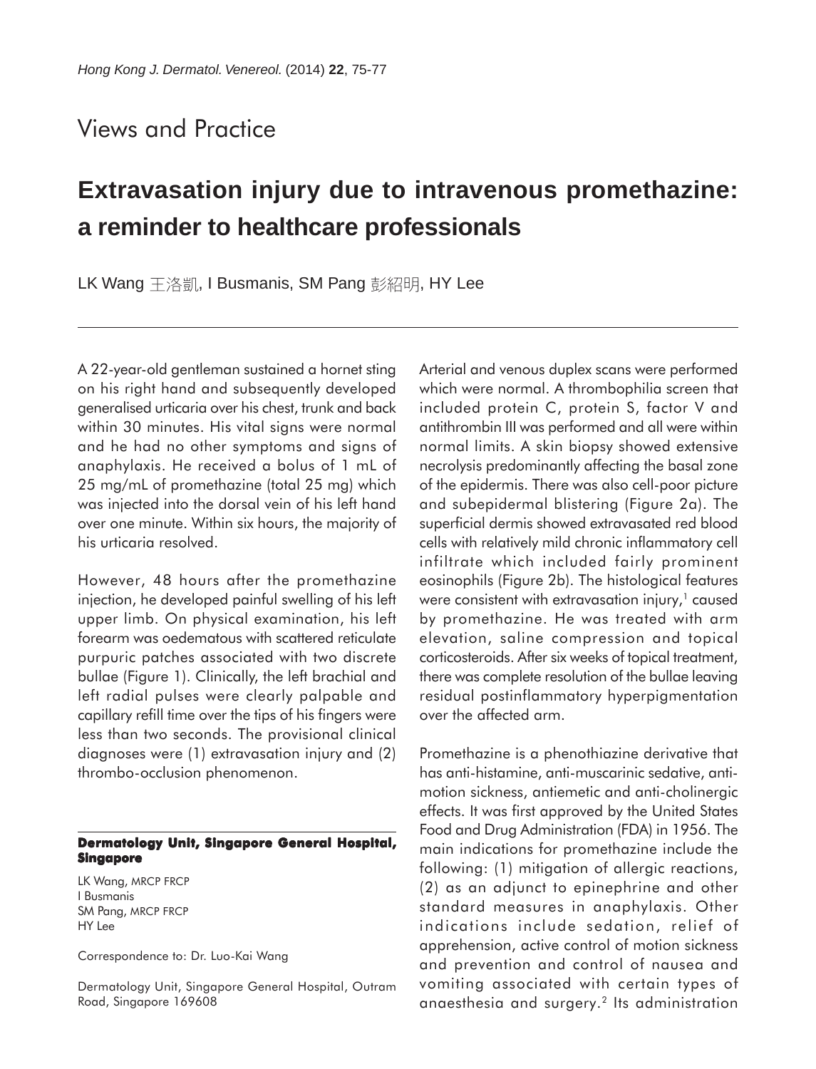Views and Practice

# Extravasation injury due to intravenous promethazine: a reminder to healthcare professionals

LK Wang 王洛凱, I Busmanis, SM Pang 彭紹明, HY Lee

A 22-year-old gentleman sustained a hornet sting on his right hand and subsequently developed generalised urticaria over his chest, trunk and back within 30 minutes. His vital signs were normal and he had no other symptoms and signs of anaphylaxis. He received a bolus of 1 mL of 25 mg/mL of promethazine (total 25 mg) which was injected into the dorsal vein of his left hand over one minute. Within six hours, the majority of his urticaria resolved.

However, 48 hours after the promethazine injection, he developed painful swelling of his left upper limb. On physical examination, his left forearm was oedematous with scattered reticulate purpuric patches associated with two discrete bullae (Figure 1). Clinically, the left brachial and left radial pulses were clearly palpable and capillary refill time over the tips of his fingers were less than two seconds. The provisional clinical diagnoses were (1) extravasation injury and (2) thrombo-occlusion phenomenon.

Arterial and venous duplex scans were performed which were normal. A thrombophilia screen that included protein C, protein S, factor V and antithrombin III was performed and all were within normal limits. A skin biopsy showed extensive necrolysis predominantly affecting the basal zone of the epidermis. There was also cell-poor picture and subepidermal blistering (Figure 2a). The superficial dermis showed extravasated red blood cells with relatively mild chronic inflammatory cell infiltrate which included fairly prominent eosinophils (Figure 2b). The histological features were consistent with extravasation injury,[1] caused by promethazine. He was treated with arm elevation, saline compression and topical corticosteroids. After six weeks of topical treatment, there was complete resolution of the bullae leaving residual postinflammatory hyperpigmentation over the affected arm.

Promethazine is a phenothiazine derivative that has anti-histamine, anti-muscarinic sedative, anti-motion sickness, antiemetic and anti-cholinergic effects. It was first approved by the United States Food and Drug Administration (FDA) in 1956. The main indications for promethazine include the following: (1) mitigation of allergic reactions, (2) as an adjunct to epinephrine and other standard measures in anaphylaxis. Other indications include sedation, relief of apprehension, active control of motion sickness and prevention and control of nausea and vomiting associated with certain types of anaesthesia and surgery.[2] Its administration

**Dermatology Unit, Singapore General Hospital, Singapore**

LK Wang, MRCP FRCP
I Busmanis
SM Pang, MRCP FRCP
HY Lee

Correspondence to: Dr. Luo-Kai Wang

Dermatology Unit, Singapore General Hospital, Outram Road, Singapore 169608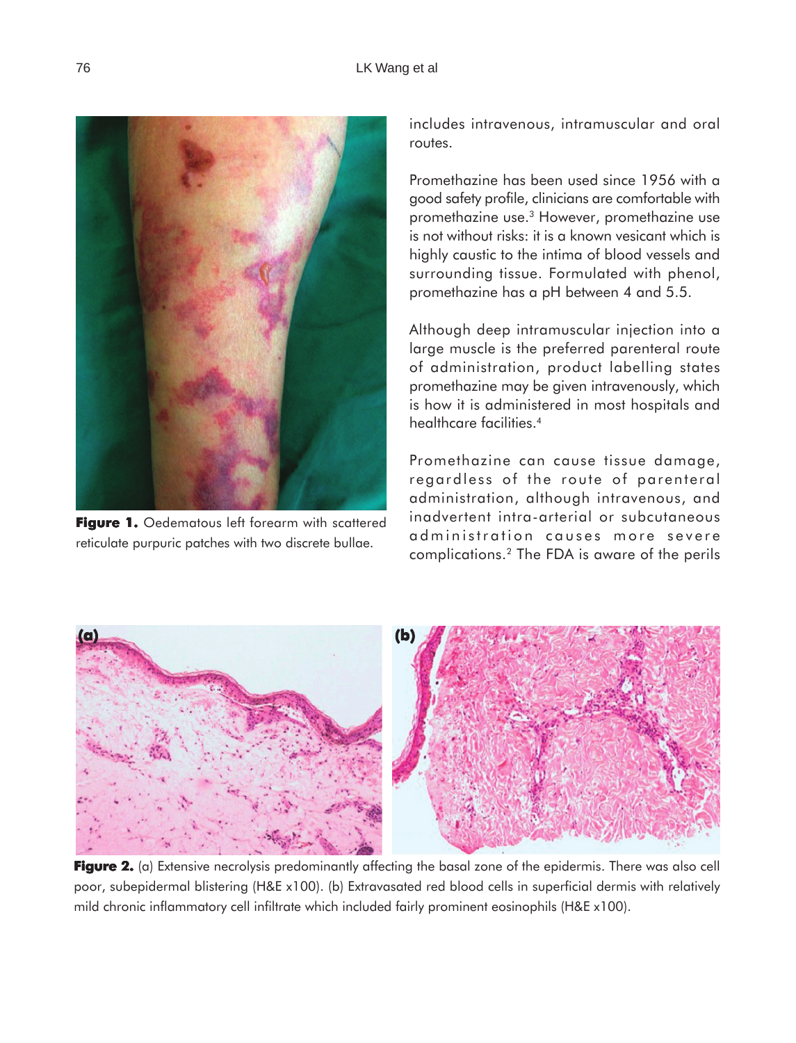Figure 1. Oedematous left forearm with scattered reticulate purpuric patches with two discrete bullae.

includes intravenous, intramuscular and oral routes.

Promethazine has been used since 1956 with a good safety profile, clinicians are comfortable with promethazine use.[3] However, promethazine use is not without risks: it is a known vesicant which is highly caustic to the intima of blood vessels and surrounding tissue. Formulated with phenol, promethazine has a pH between 4 and 5.5.

Although deep intramuscular injection into a large muscle is the preferred parenteral route of administration, product labelling states promethazine may be given intravenously, which is how it is administered in most hospitals and healthcare facilities.[4]

Promethazine can cause tissue damage, regardless of the route of parenteral administration, although intravenous, and inadvertent intra-arterial or subcutaneous administration causes more severe complications.[2] The FDA is aware of the perils

Figure 2. (a) Extensive necrolysis predominantly affecting the basal zone of the epidermis. There was also cell poor, subepidermal blistering (H&E x100). (b) Extravasated red blood cells in superficial dermis with relatively mild chronic inflammatory cell infiltrate which included fairly prominent eosinophils (H&E x100).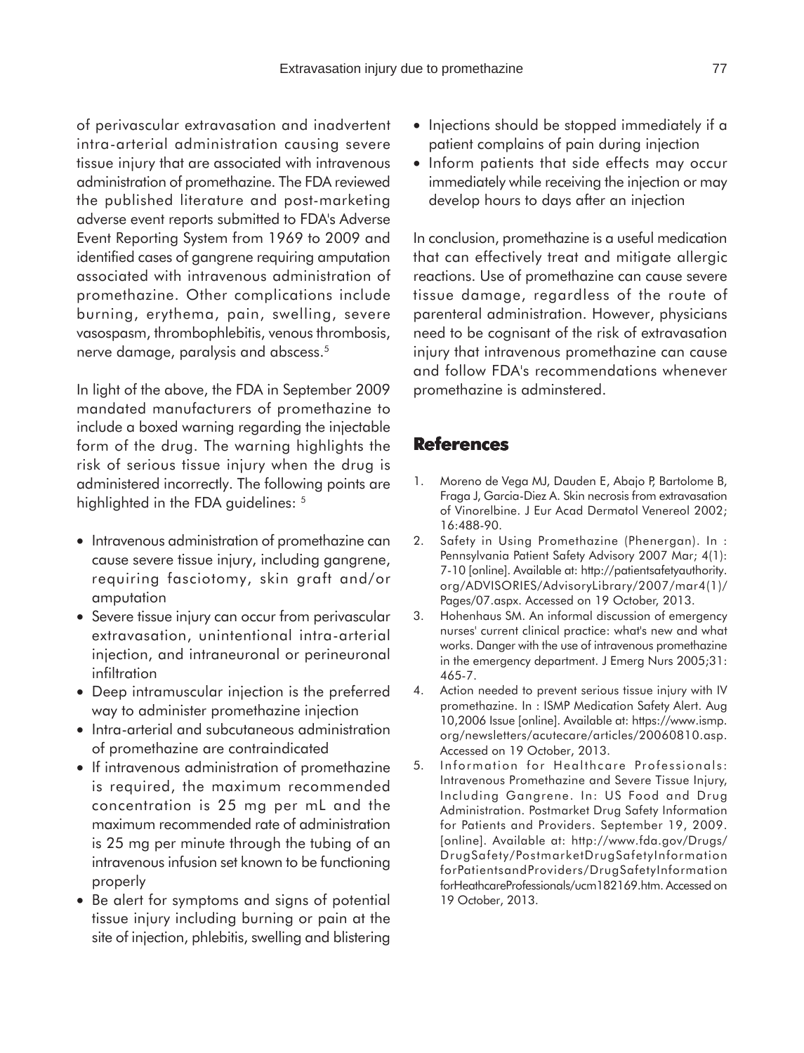of perivascular extravasation and inadvertent intra-arterial administration causing severe tissue injury that are associated with intravenous administration of promethazine. The FDA reviewed the published literature and post-marketing adverse event reports submitted to FDA's Adverse Event Reporting System from 1969 to 2009 and identified cases of gangrene requiring amputation associated with intravenous administration of promethazine. Other complications include burning, erythema, pain, swelling, severe vasospasm, thrombophlebitis, venous thrombosis, nerve damage, paralysis and abscess.[5]

In light of the above, the FDA in September 2009 mandated manufacturers of promethazine to include a boxed warning regarding the injectable form of the drug. The warning highlights the risk of serious tissue injury when the drug is administered incorrectly. The following points are highlighted in the FDA guidelines: [5]

- Intravenous administration of promethazine can cause severe tissue injury, including gangrene, requiring fasciotomy, skin graft and/or amputation
- Severe tissue injury can occur from perivascular extravasation, unintentional intra-arterial injection, and intraneuronal or perineuronal infiltration
- Deep intramuscular injection is the preferred way to administer promethazine injection
- Intra-arterial and subcutaneous administration of promethazine are contraindicated
- If intravenous administration of promethazine is required, the maximum recommended concentration is 25 mg per mL and the maximum recommended rate of administration is 25 mg per minute through the tubing of an intravenous infusion set known to be functioning properly
- Be alert for symptoms and signs of potential tissue injury including burning or pain at the site of injection, phlebitis, swelling and blistering
- Injections should be stopped immediately if a patient complains of pain during injection
- Inform patients that side effects may occur immediately while receiving the injection or may develop hours to days after an injection

In conclusion, promethazine is a useful medication that can effectively treat and mitigate allergic reactions. Use of promethazine can cause severe tissue damage, regardless of the route of parenteral administration. However, physicians need to be cognisant of the risk of extravasation injury that intravenous promethazine can cause and follow FDA's recommendations whenever promethazine is adminstered.

## References

1. Moreno de Vega MJ, Dauden E, Abajo P, Bartolome B, Fraga J, Garcia-Diez A. Skin necrosis from extravasation of Vinorelbine. J Eur Acad Dermatol Venereol 2002; 16:488-90.
2. Safety in Using Promethazine (Phenergan). In : Pennsylvania Patient Safety Advisory 2007 Mar; 4(1): 7-10 [online]. Available at: http://patientsafetyauthority.org/ADVISORIES/AdvisoryLibrary/2007/mar4(1)/Pages/07.aspx. Accessed on 19 October, 2013.
3. Hohenhaus SM. An informal discussion of emergency nurses' current clinical practice: what's new and what works. Danger with the use of intravenous promethazine in the emergency department. J Emerg Nurs 2005;31: 465-7.
4. Action needed to prevent serious tissue injury with IV promethazine. In : ISMP Medication Safety Alert. Aug 10,2006 Issue [online]. Available at: https://www.ismp.org/newsletters/acutecare/articles/20060810.asp. Accessed on 19 October, 2013.
5. Information for Healthcare Professionals: Intravenous Promethazine and Severe Tissue Injury, Including Gangrene. In: US Food and Drug Administration. Postmarket Drug Safety Information for Patients and Providers. September 19, 2009. [online]. Available at: http://www.fda.gov/Drugs/DrugSafety/PostmarketDrugSafetyInformationforPatientsandProviders/DrugSafetyInformationforHeathcareProfessionals/ucm182169.htm. Accessed on 19 October, 2013.